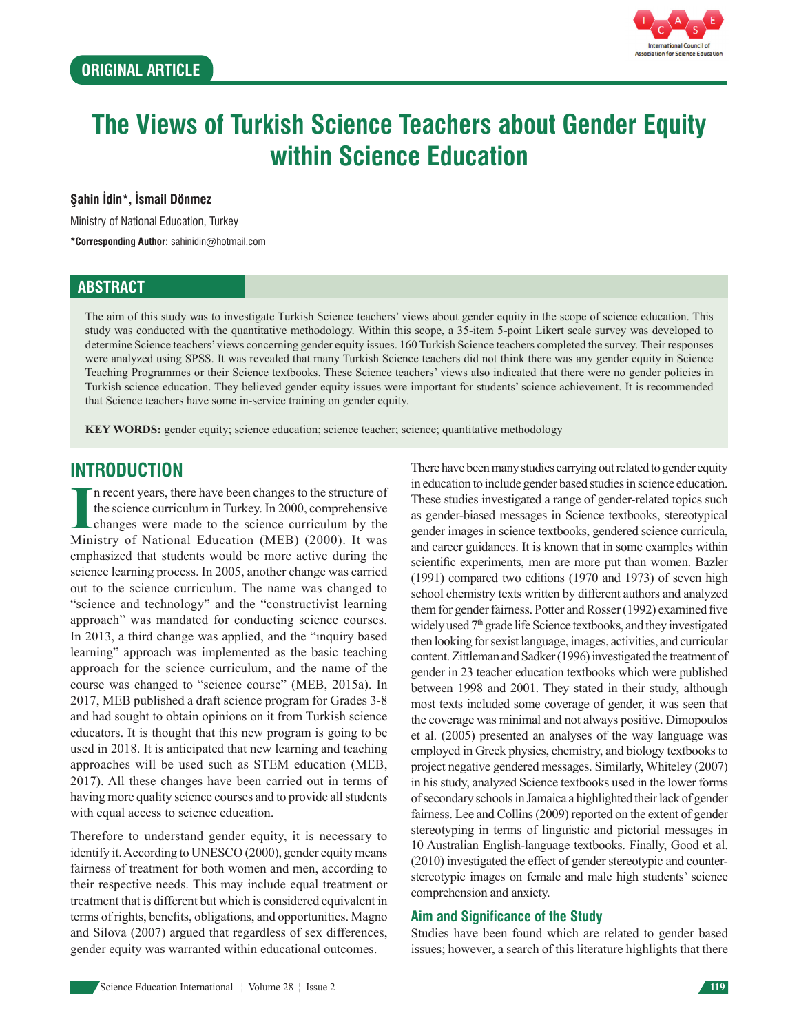ORIGINAL ARTICLE

# The Views of Turkish Science Teachers about Gender Equity within Science Education

**Şahin İdin\*, İsmail Dönmez**

Ministry of National Education, Turkey

**\*Corresponding Author:** sahinidin@hotmail.com

## ABSTRACT

The aim of this study was to investigate Turkish Science teachers' views about gender equity in the scope of science education. This study was conducted with the quantitative methodology. Within this scope, a 35-item 5-point Likert scale survey was developed to determine Science teachers' views concerning gender equity issues. 160 Turkish Science teachers completed the survey. Their responses were analyzed using SPSS. It was revealed that many Turkish Science teachers did not think there was any gender equity in Science Teaching Programmes or their Science textbooks. These Science teachers' views also indicated that there were no gender policies in Turkish science education. They believed gender equity issues were important for students' science achievement. It is recommended that Science teachers have some in-service training on gender equity.

**KEY WORDS:** gender equity; science education; science teacher; science; quantitative methodology

## INTRODUCTION

In recent years, there have been changes to the structure of the science curriculum in Turkey. In 2000, comprehensive changes were made to the science curriculum by the Ministry of National Education (MEB) (2000). It was emphasized that students would be more active during the science learning process. In 2005, another change was carried out to the science curriculum. The name was changed to "science and technology" and the "constructivist learning approach" was mandated for conducting science courses. In 2013, a third change was applied, and the "ınquiry based learning" approach was implemented as the basic teaching approach for the science curriculum, and the name of the course was changed to "science course" (MEB, 2015a). In 2017, MEB published a draft science program for Grades 3-8 and had sought to obtain opinions on it from Turkish science educators. It is thought that this new program is going to be used in 2018. It is anticipated that new learning and teaching approaches will be used such as STEM education (MEB, 2017). All these changes have been carried out in terms of having more quality science courses and to provide all students with equal access to science education.

Therefore to understand gender equity, it is necessary to identify it. According to UNESCO (2000), gender equity means fairness of treatment for both women and men, according to their respective needs. This may include equal treatment or treatment that is different but which is considered equivalent in terms of rights, benefits, obligations, and opportunities. Magno and Silova (2007) argued that regardless of sex differences, gender equity was warranted within educational outcomes.

There have been many studies carrying out related to gender equity in education to include gender based studies in science education. These studies investigated a range of gender-related topics such as gender-biased messages in Science textbooks, stereotypical gender images in science textbooks, gendered science curricula, and career guidances. It is known that in some examples within scientific experiments, men are more put than women. Bazler (1991) compared two editions (1970 and 1973) of seven high school chemistry texts written by different authors and analyzed them for gender fairness. Potter and Rosser (1992) examined five widely used 7th grade life Science textbooks, and they investigated then looking for sexist language, images, activities, and curricular content. Zittleman and Sadker (1996) investigated the treatment of gender in 23 teacher education textbooks which were published between 1998 and 2001. They stated in their study, although most texts included some coverage of gender, it was seen that the coverage was minimal and not always positive. Dimopoulos et al. (2005) presented an analyses of the way language was employed in Greek physics, chemistry, and biology textbooks to project negative gendered messages. Similarly, Whiteley (2007) in his study, analyzed Science textbooks used in the lower forms of secondary schools in Jamaica a highlighted their lack of gender fairness. Lee and Collins (2009) reported on the extent of gender stereotyping in terms of linguistic and pictorial messages in 10 Australian English-language textbooks. Finally, Good et al. (2010) investigated the effect of gender stereotypic and counter-stereotypic images on female and male high students' science comprehension and anxiety.

### Aim and Significance of the Study

Studies have been found which are related to gender based issues; however, a search of this literature highlights that there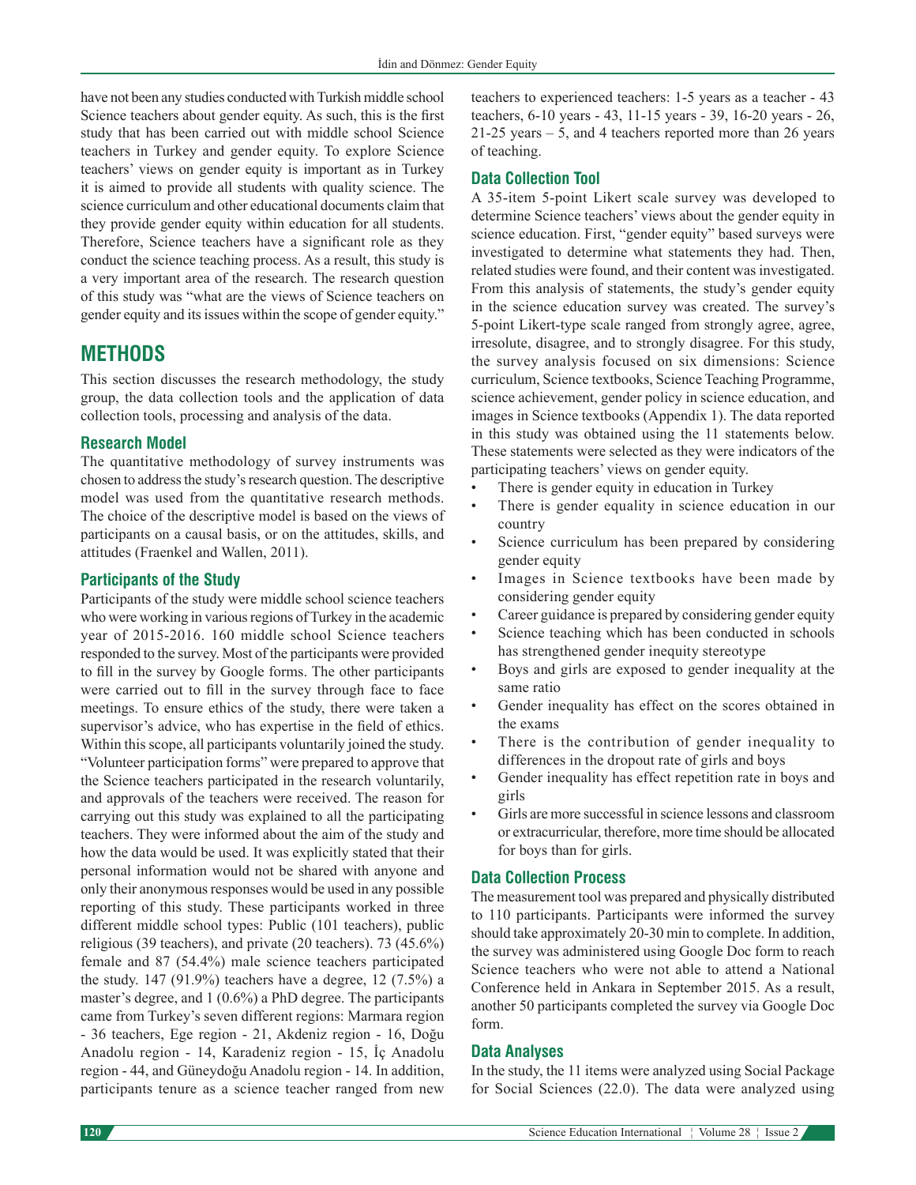have not been any studies conducted with Turkish middle school Science teachers about gender equity. As such, this is the first study that has been carried out with middle school Science teachers in Turkey and gender equity. To explore Science teachers' views on gender equity is important as in Turkey it is aimed to provide all students with quality science. The science curriculum and other educational documents claim that they provide gender equity within education for all students. Therefore, Science teachers have a significant role as they conduct the science teaching process. As a result, this study is a very important area of the research. The research question of this study was "what are the views of Science teachers on gender equity and its issues within the scope of gender equity."

## METHODS

This section discusses the research methodology, the study group, the data collection tools and the application of data collection tools, processing and analysis of the data.

### Research Model

The quantitative methodology of survey instruments was chosen to address the study's research question. The descriptive model was used from the quantitative research methods. The choice of the descriptive model is based on the views of participants on a causal basis, or on the attitudes, skills, and attitudes (Fraenkel and Wallen, 2011).

### Participants of the Study

Participants of the study were middle school science teachers who were working in various regions of Turkey in the academic year of 2015-2016. 160 middle school Science teachers responded to the survey. Most of the participants were provided to fill in the survey by Google forms. The other participants were carried out to fill in the survey through face to face meetings. To ensure ethics of the study, there were taken a supervisor's advice, who has expertise in the field of ethics. Within this scope, all participants voluntarily joined the study. "Volunteer participation forms" were prepared to approve that the Science teachers participated in the research voluntarily, and approvals of the teachers were received. The reason for carrying out this study was explained to all the participating teachers. They were informed about the aim of the study and how the data would be used. It was explicitly stated that their personal information would not be shared with anyone and only their anonymous responses would be used in any possible reporting of this study. These participants worked in three different middle school types: Public (101 teachers), public religious (39 teachers), and private (20 teachers). 73 (45.6%) female and 87 (54.4%) male science teachers participated the study. 147 (91.9%) teachers have a degree, 12 (7.5%) a master's degree, and 1 (0.6%) a PhD degree. The participants came from Turkey's seven different regions: Marmara region - 36 teachers, Ege region - 21, Akdeniz region - 16, Doğu Anadolu region - 14, Karadeniz region - 15, İç Anadolu region - 44, and Güneydoğu Anadolu region - 14. In addition, participants tenure as a science teacher ranged from new teachers to experienced teachers: 1-5 years as a teacher - 43 teachers, 6-10 years - 43, 11-15 years - 39, 16-20 years - 26, 21-25 years – 5, and 4 teachers reported more than 26 years of teaching.

### Data Collection Tool

A 35-item 5-point Likert scale survey was developed to determine Science teachers' views about the gender equity in science education. First, "gender equity" based surveys were investigated to determine what statements they had. Then, related studies were found, and their content was investigated. From this analysis of statements, the study's gender equity in the science education survey was created. The survey's 5-point Likert-type scale ranged from strongly agree, agree, irresolute, disagree, and to strongly disagree. For this study, the survey analysis focused on six dimensions: Science curriculum, Science textbooks, Science Teaching Programme, science achievement, gender policy in science education, and images in Science textbooks (Appendix 1). The data reported in this study was obtained using the 11 statements below. These statements were selected as they were indicators of the participating teachers' views on gender equity.

- There is gender equity in education in Turkey
- There is gender equality in science education in our country
- Science curriculum has been prepared by considering gender equity
- Images in Science textbooks have been made by considering gender equity
- Career guidance is prepared by considering gender equity
- Science teaching which has been conducted in schools has strengthened gender inequity stereotype
- Boys and girls are exposed to gender inequality at the same ratio
- Gender inequality has effect on the scores obtained in the exams
- There is the contribution of gender inequality to differences in the dropout rate of girls and boys
- Gender inequality has effect repetition rate in boys and girls
- Girls are more successful in science lessons and classroom or extracurricular, therefore, more time should be allocated for boys than for girls.

### Data Collection Process

The measurement tool was prepared and physically distributed to 110 participants. Participants were informed the survey should take approximately 20-30 min to complete. In addition, the survey was administered using Google Doc form to reach Science teachers who were not able to attend a National Conference held in Ankara in September 2015. As a result, another 50 participants completed the survey via Google Doc form.

### Data Analyses

In the study, the 11 items were analyzed using Social Package for Social Sciences (22.0). The data were analyzed using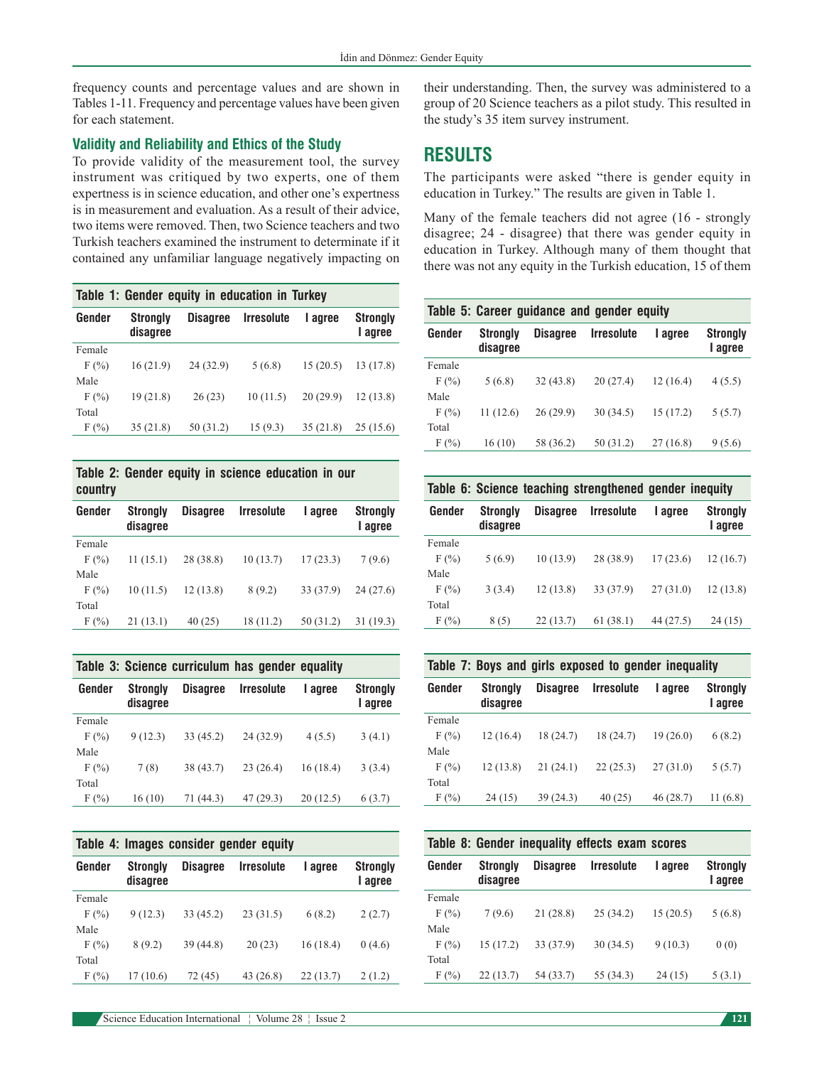frequency counts and percentage values and are shown in Tables 1-11. Frequency and percentage values have been given for each statement.

### Validity and Reliability and Ethics of the Study

To provide validity of the measurement tool, the survey instrument was critiqued by two experts, one of them expertness is in science education, and other one's expertness is in measurement and evaluation. As a result of their advice, two items were removed. Then, two Science teachers and two Turkish teachers examined the instrument to determinate if it contained any unfamiliar language negatively impacting on their understanding. Then, the survey was administered to a group of 20 Science teachers as a pilot study. This resulted in the study's 35 item survey instrument.

## RESULTS

The participants were asked "there is gender equity in education in Turkey." The results are given in Table 1.

Many of the female teachers did not agree (16 - strongly disagree; 24 - disagree) that there was gender equity in education in Turkey. Although many of them thought that there was not any equity in the Turkish education, 15 of them

**Table 1: Gender equity in education in Turkey**

| Gender | Strongly disagree | Disagree | Irresolute | I agree | Strongly I agree |
|---|---|---|---|---|---|
| Female | | | | | |
| F (%) | 16 (21.9) | 24 (32.9) | 5 (6.8) | 15 (20.5) | 13 (17.8) |
| Male | | | | | |
| F (%) | 19 (21.8) | 26 (23) | 10 (11.5) | 20 (29.9) | 12 (13.8) |
| Total | | | | | |
| F (%) | 35 (21.8) | 50 (31.2) | 15 (9.3) | 35 (21.8) | 25 (15.6) |

**Table 2: Gender equity in science education in our country**

| Gender | Strongly disagree | Disagree | Irresolute | I agree | Strongly I agree |
|---|---|---|---|---|---|
| Female | | | | | |
| F (%) | 11 (15.1) | 28 (38.8) | 10 (13.7) | 17 (23.3) | 7 (9.6) |
| Male | | | | | |
| F (%) | 10 (11.5) | 12 (13.8) | 8 (9.2) | 33 (37.9) | 24 (27.6) |
| Total | | | | | |
| F (%) | 21 (13.1) | 40 (25) | 18 (11.2) | 50 (31.2) | 31 (19.3) |

**Table 3: Science curriculum has gender equality**

| Gender | Strongly disagree | Disagree | Irresolute | I agree | Strongly I agree |
|---|---|---|---|---|---|
| Female | | | | | |
| F (%) | 9 (12.3) | 33 (45.2) | 24 (32.9) | 4 (5.5) | 3 (4.1) |
| Male | | | | | |
| F (%) | 7 (8) | 38 (43.7) | 23 (26.4) | 16 (18.4) | 3 (3.4) |
| Total | | | | | |
| F (%) | 16 (10) | 71 (44.3) | 47 (29.3) | 20 (12.5) | 6 (3.7) |

**Table 4: Images consider gender equity**

| Gender | Strongly disagree | Disagree | Irresolute | I agree | Strongly I agree |
|---|---|---|---|---|---|
| Female | | | | | |
| F (%) | 9 (12.3) | 33 (45.2) | 23 (31.5) | 6 (8.2) | 2 (2.7) |
| Male | | | | | |
| F (%) | 8 (9.2) | 39 (44.8) | 20 (23) | 16 (18.4) | 0 (4.6) |
| Total | | | | | |
| F (%) | 17 (10.6) | 72 (45) | 43 (26.8) | 22 (13.7) | 2 (1.2) |

**Table 5: Career guidance and gender equity**

| Gender | Strongly disagree | Disagree | Irresolute | I agree | Strongly I agree |
|---|---|---|---|---|---|
| Female | | | | | |
| F (%) | 5 (6.8) | 32 (43.8) | 20 (27.4) | 12 (16.4) | 4 (5.5) |
| Male | | | | | |
| F (%) | 11 (12.6) | 26 (29.9) | 30 (34.5) | 15 (17.2) | 5 (5.7) |
| Total | | | | | |
| F (%) | 16 (10) | 58 (36.2) | 50 (31.2) | 27 (16.8) | 9 (5.6) |

**Table 6: Science teaching strengthened gender inequity**

| Gender | Strongly disagree | Disagree | Irresolute | I agree | Strongly I agree |
|---|---|---|---|---|---|
| Female | | | | | |
| F (%) | 5 (6.9) | 10 (13.9) | 28 (38.9) | 17 (23.6) | 12 (16.7) |
| Male | | | | | |
| F (%) | 3 (3.4) | 12 (13.8) | 33 (37.9) | 27 (31.0) | 12 (13.8) |
| Total | | | | | |
| F (%) | 8 (5) | 22 (13.7) | 61 (38.1) | 44 (27.5) | 24 (15) |

**Table 7: Boys and girls exposed to gender inequality**

| Gender | Strongly disagree | Disagree | Irresolute | I agree | Strongly I agree |
|---|---|---|---|---|---|
| Female | | | | | |
| F (%) | 12 (16.4) | 18 (24.7) | 18 (24.7) | 19 (26.0) | 6 (8.2) |
| Male | | | | | |
| F (%) | 12 (13.8) | 21 (24.1) | 22 (25.3) | 27 (31.0) | 5 (5.7) |
| Total | | | | | |
| F (%) | 24 (15) | 39 (24.3) | 40 (25) | 46 (28.7) | 11 (6.8) |

**Table 8: Gender inequality effects exam scores**

| Gender | Strongly disagree | Disagree | Irresolute | I agree | Strongly I agree |
|---|---|---|---|---|---|
| Female | | | | | |
| F (%) | 7 (9.6) | 21 (28.8) | 25 (34.2) | 15 (20.5) | 5 (6.8) |
| Male | | | | | |
| F (%) | 15 (17.2) | 33 (37.9) | 30 (34.5) | 9 (10.3) | 0 (0) |
| Total | | | | | |
| F (%) | 22 (13.7) | 54 (33.7) | 55 (34.3) | 24 (15) | 5 (3.1) |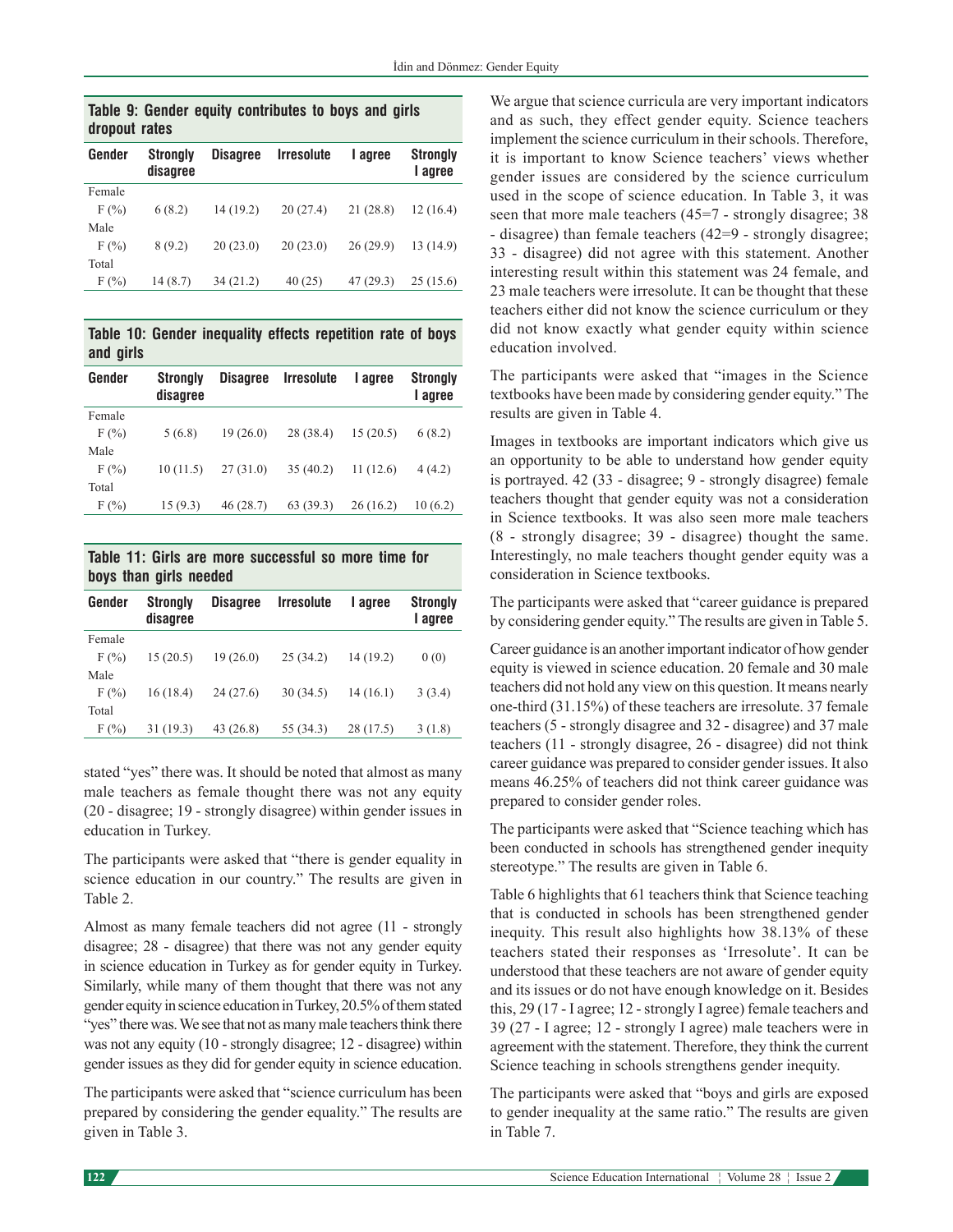**Table 9: Gender equity contributes to boys and girls dropout rates**

| Gender | Strongly disagree | Disagree | Irresolute | I agree | Strongly I agree |
|---|---|---|---|---|---|
| Female | | | | | |
| F (%) | 6 (8.2) | 14 (19.2) | 20 (27.4) | 21 (28.8) | 12 (16.4) |
| Male | | | | | |
| F (%) | 8 (9.2) | 20 (23.0) | 20 (23.0) | 26 (29.9) | 13 (14.9) |
| Total | | | | | |
| F (%) | 14 (8.7) | 34 (21.2) | 40 (25) | 47 (29.3) | 25 (15.6) |

**Table 10: Gender inequality effects repetition rate of boys and girls**

| Gender | Strongly disagree | Disagree | Irresolute | I agree | Strongly I agree |
|---|---|---|---|---|---|
| Female | | | | | |
| F (%) | 5 (6.8) | 19 (26.0) | 28 (38.4) | 15 (20.5) | 6 (8.2) |
| Male | | | | | |
| F (%) | 10 (11.5) | 27 (31.0) | 35 (40.2) | 11 (12.6) | 4 (4.2) |
| Total | | | | | |
| F (%) | 15 (9.3) | 46 (28.7) | 63 (39.3) | 26 (16.2) | 10 (6.2) |

**Table 11: Girls are more successful so more time for boys than girls needed**

| Gender | Strongly disagree | Disagree | Irresolute | I agree | Strongly I agree |
|---|---|---|---|---|---|
| Female | | | | | |
| F (%) | 15 (20.5) | 19 (26.0) | 25 (34.2) | 14 (19.2) | 0 (0) |
| Male | | | | | |
| F (%) | 16 (18.4) | 24 (27.6) | 30 (34.5) | 14 (16.1) | 3 (3.4) |
| Total | | | | | |
| F (%) | 31 (19.3) | 43 (26.8) | 55 (34.3) | 28 (17.5) | 3 (1.8) |

stated "yes" there was. It should be noted that almost as many male teachers as female thought there was not any equity (20 - disagree; 19 - strongly disagree) within gender issues in education in Turkey.

The participants were asked that "there is gender equality in science education in our country." The results are given in Table 2.

Almost as many female teachers did not agree (11 - strongly disagree; 28 - disagree) that there was not any gender equity in science education in Turkey as for gender equity in Turkey. Similarly, while many of them thought that there was not any gender equity in science education in Turkey, 20.5% of them stated "yes" there was. We see that not as many male teachers think there was not any equity (10 - strongly disagree; 12 - disagree) within gender issues as they did for gender equity in science education.

The participants were asked that "science curriculum has been prepared by considering the gender equality." The results are given in Table 3.

We argue that science curricula are very important indicators and as such, they effect gender equity. Science teachers implement the science curriculum in their schools. Therefore, it is important to know Science teachers' views whether gender issues are considered by the science curriculum used in the scope of science education. In Table 3, it was seen that more male teachers (45=7 - strongly disagree; 38 - disagree) than female teachers (42=9 - strongly disagree; 33 - disagree) did not agree with this statement. Another interesting result within this statement was 24 female, and 23 male teachers were irresolute. It can be thought that these teachers either did not know the science curriculum or they did not know exactly what gender equity within science education involved.

The participants were asked that "images in the Science textbooks have been made by considering gender equity." The results are given in Table 4.

Images in textbooks are important indicators which give us an opportunity to be able to understand how gender equity is portrayed. 42 (33 - disagree; 9 - strongly disagree) female teachers thought that gender equity was not a consideration in Science textbooks. It was also seen more male teachers (8 - strongly disagree; 39 - disagree) thought the same. Interestingly, no male teachers thought gender equity was a consideration in Science textbooks.

The participants were asked that "career guidance is prepared by considering gender equity." The results are given in Table 5.

Career guidance is an another important indicator of how gender equity is viewed in science education. 20 female and 30 male teachers did not hold any view on this question. It means nearly one-third (31.15%) of these teachers are irresolute. 37 female teachers (5 - strongly disagree and 32 - disagree) and 37 male teachers (11 - strongly disagree, 26 - disagree) did not think career guidance was prepared to consider gender issues. It also means 46.25% of teachers did not think career guidance was prepared to consider gender roles.

The participants were asked that "Science teaching which has been conducted in schools has strengthened gender inequity stereotype." The results are given in Table 6.

Table 6 highlights that 61 teachers think that Science teaching that is conducted in schools has been strengthened gender inequity. This result also highlights how 38.13% of these teachers stated their responses as 'Irresolute'. It can be understood that these teachers are not aware of gender equity and its issues or do not have enough knowledge on it. Besides this, 29 (17 - I agree; 12 - strongly I agree) female teachers and 39 (27 - I agree; 12 - strongly I agree) male teachers were in agreement with the statement. Therefore, they think the current Science teaching in schools strengthens gender inequity.

The participants were asked that "boys and girls are exposed to gender inequality at the same ratio." The results are given in Table 7.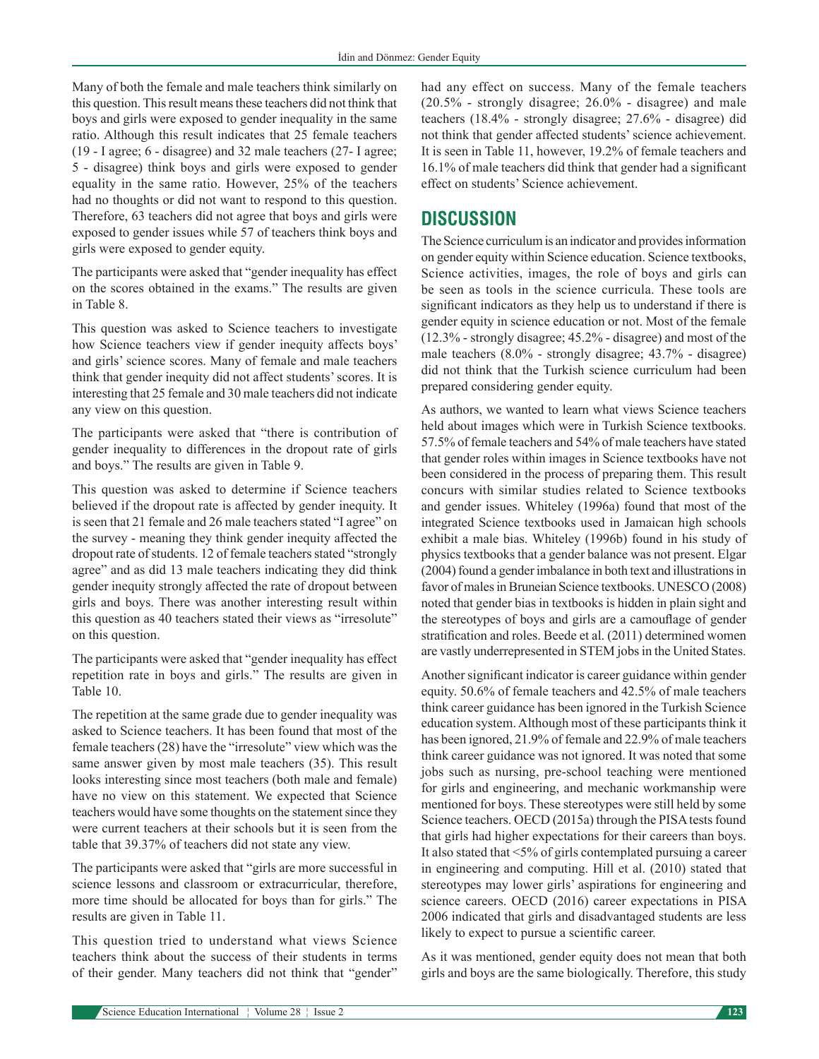Many of both the female and male teachers think similarly on this question. This result means these teachers did not think that boys and girls were exposed to gender inequality in the same ratio. Although this result indicates that 25 female teachers (19 - I agree; 6 - disagree) and 32 male teachers (27- I agree; 5 - disagree) think boys and girls were exposed to gender equality in the same ratio. However, 25% of the teachers had no thoughts or did not want to respond to this question. Therefore, 63 teachers did not agree that boys and girls were exposed to gender issues while 57 of teachers think boys and girls were exposed to gender equity.

The participants were asked that "gender inequality has effect on the scores obtained in the exams." The results are given in Table 8.

This question was asked to Science teachers to investigate how Science teachers view if gender inequity affects boys' and girls' science scores. Many of female and male teachers think that gender inequity did not affect students' scores. It is interesting that 25 female and 30 male teachers did not indicate any view on this question.

The participants were asked that "there is contribution of gender inequality to differences in the dropout rate of girls and boys." The results are given in Table 9.

This question was asked to determine if Science teachers believed if the dropout rate is affected by gender inequity. It is seen that 21 female and 26 male teachers stated "I agree" on the survey - meaning they think gender inequity affected the dropout rate of students. 12 of female teachers stated "strongly agree" and as did 13 male teachers indicating they did think gender inequity strongly affected the rate of dropout between girls and boys. There was another interesting result within this question as 40 teachers stated their views as "irresolute" on this question.

The participants were asked that "gender inequality has effect repetition rate in boys and girls." The results are given in Table 10.

The repetition at the same grade due to gender inequality was asked to Science teachers. It has been found that most of the female teachers (28) have the "irresolute" view which was the same answer given by most male teachers (35). This result looks interesting since most teachers (both male and female) have no view on this statement. We expected that Science teachers would have some thoughts on the statement since they were current teachers at their schools but it is seen from the table that 39.37% of teachers did not state any view.

The participants were asked that "girls are more successful in science lessons and classroom or extracurricular, therefore, more time should be allocated for boys than for girls." The results are given in Table 11.

This question tried to understand what views Science teachers think about the success of their students in terms of their gender. Many teachers did not think that "gender" had any effect on success. Many of the female teachers (20.5% - strongly disagree; 26.0% - disagree) and male teachers (18.4% - strongly disagree; 27.6% - disagree) did not think that gender affected students' science achievement. It is seen in Table 11, however, 19.2% of female teachers and 16.1% of male teachers did think that gender had a significant effect on students' Science achievement.

## DISCUSSION

The Science curriculum is an indicator and provides information on gender equity within Science education. Science textbooks, Science activities, images, the role of boys and girls can be seen as tools in the science curricula. These tools are significant indicators as they help us to understand if there is gender equity in science education or not. Most of the female (12.3% - strongly disagree; 45.2% - disagree) and most of the male teachers (8.0% - strongly disagree; 43.7% - disagree) did not think that the Turkish science curriculum had been prepared considering gender equity.

As authors, we wanted to learn what views Science teachers held about images which were in Turkish Science textbooks. 57.5% of female teachers and 54% of male teachers have stated that gender roles within images in Science textbooks have not been considered in the process of preparing them. This result concurs with similar studies related to Science textbooks and gender issues. Whiteley (1996a) found that most of the integrated Science textbooks used in Jamaican high schools exhibit a male bias. Whiteley (1996b) found in his study of physics textbooks that a gender balance was not present. Elgar (2004) found a gender imbalance in both text and illustrations in favor of males in Bruneian Science textbooks. UNESCO (2008) noted that gender bias in textbooks is hidden in plain sight and the stereotypes of boys and girls are a camouflage of gender stratification and roles. Beede et al. (2011) determined women are vastly underrepresented in STEM jobs in the United States.

Another significant indicator is career guidance within gender equity. 50.6% of female teachers and 42.5% of male teachers think career guidance has been ignored in the Turkish Science education system. Although most of these participants think it has been ignored, 21.9% of female and 22.9% of male teachers think career guidance was not ignored. It was noted that some jobs such as nursing, pre-school teaching were mentioned for girls and engineering, and mechanic workmanship were mentioned for boys. These stereotypes were still held by some Science teachers. OECD (2015a) through the PISA tests found that girls had higher expectations for their careers than boys. It also stated that <5% of girls contemplated pursuing a career in engineering and computing. Hill et al. (2010) stated that stereotypes may lower girls' aspirations for engineering and science careers. OECD (2016) career expectations in PISA 2006 indicated that girls and disadvantaged students are less likely to expect to pursue a scientific career.

As it was mentioned, gender equity does not mean that both girls and boys are the same biologically. Therefore, this study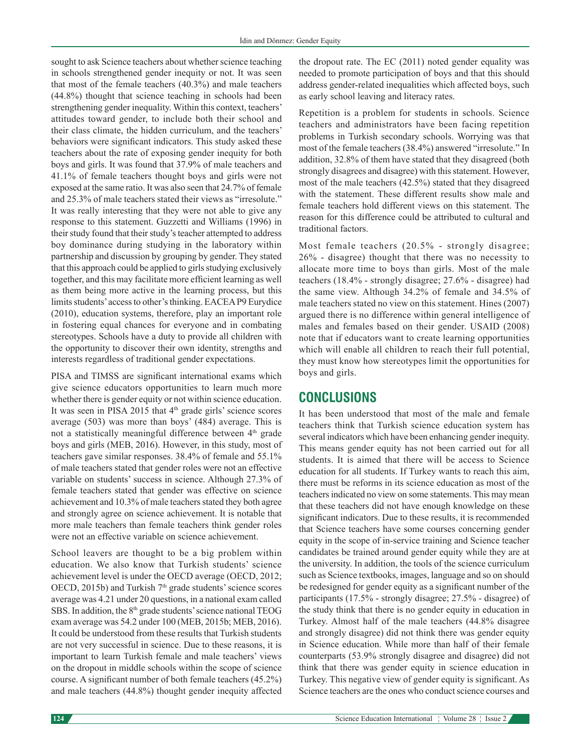sought to ask Science teachers about whether science teaching in schools strengthened gender inequity or not. It was seen that most of the female teachers (40.3%) and male teachers (44.8%) thought that science teaching in schools had been strengthening gender inequality. Within this context, teachers' attitudes toward gender, to include both their school and their class climate, the hidden curriculum, and the teachers' behaviors were significant indicators. This study asked these teachers about the rate of exposing gender inequity for both boys and girls. It was found that 37.9% of male teachers and 41.1% of female teachers thought boys and girls were not exposed at the same ratio. It was also seen that 24.7% of female and 25.3% of male teachers stated their views as "irresolute." It was really interesting that they were not able to give any response to this statement. Guzzetti and Williams (1996) in their study found that their study's teacher attempted to address boy dominance during studying in the laboratory within partnership and discussion by grouping by gender. They stated that this approach could be applied to girls studying exclusively together, and this may facilitate more efficient learning as well as them being more active in the learning process, but this limits students' access to other's thinking. EACEA P9 Eurydice (2010), education systems, therefore, play an important role in fostering equal chances for everyone and in combating stereotypes. Schools have a duty to provide all children with the opportunity to discover their own identity, strengths and interests regardless of traditional gender expectations.

PISA and TIMSS are significant international exams which give science educators opportunities to learn much more whether there is gender equity or not within science education. It was seen in PISA 2015 that 4th grade girls' science scores average (503) was more than boys' (484) average. This is not a statistically meaningful difference between 4th grade boys and girls (MEB, 2016). However, in this study, most of teachers gave similar responses. 38.4% of female and 55.1% of male teachers stated that gender roles were not an effective variable on students' success in science. Although 27.3% of female teachers stated that gender was effective on science achievement and 10.3% of male teachers stated they both agree and strongly agree on science achievement. It is notable that more male teachers than female teachers think gender roles were not an effective variable on science achievement.

School leavers are thought to be a big problem within education. We also know that Turkish students' science achievement level is under the OECD average (OECD, 2012; OECD, 2015b) and Turkish 7th grade students' science scores average was 4.21 under 20 questions, in a national exam called SBS. In addition, the 8th grade students' science national TEOG exam average was 54.2 under 100 (MEB, 2015b; MEB, 2016). It could be understood from these results that Turkish students are not very successful in science. Due to these reasons, it is important to learn Turkish female and male teachers' views on the dropout in middle schools within the scope of science course. A significant number of both female teachers (45.2%) and male teachers (44.8%) thought gender inequity affected the dropout rate. The EC (2011) noted gender equality was needed to promote participation of boys and that this should address gender-related inequalities which affected boys, such as early school leaving and literacy rates.

Repetition is a problem for students in schools. Science teachers and administrators have been facing repetition problems in Turkish secondary schools. Worrying was that most of the female teachers (38.4%) answered "irresolute." In addition, 32.8% of them have stated that they disagreed (both strongly disagrees and disagree) with this statement. However, most of the male teachers (42.5%) stated that they disagreed with the statement. These different results show male and female teachers hold different views on this statement. The reason for this difference could be attributed to cultural and traditional factors.

Most female teachers (20.5% - strongly disagree; 26% - disagree) thought that there was no necessity to allocate more time to boys than girls. Most of the male teachers (18.4% - strongly disagree; 27.6% - disagree) had the same view. Although 34.2% of female and 34.5% of male teachers stated no view on this statement. Hines (2007) argued there is no difference within general intelligence of males and females based on their gender. USAID (2008) note that if educators want to create learning opportunities which will enable all children to reach their full potential, they must know how stereotypes limit the opportunities for boys and girls.

## CONCLUSIONS

It has been understood that most of the male and female teachers think that Turkish science education system has several indicators which have been enhancing gender inequity. This means gender equity has not been carried out for all students. It is aimed that there will be access to Science education for all students. If Turkey wants to reach this aim, there must be reforms in its science education as most of the teachers indicated no view on some statements. This may mean that these teachers did not have enough knowledge on these significant indicators. Due to these results, it is recommended that Science teachers have some courses concerning gender equity in the scope of in-service training and Science teacher candidates be trained around gender equity while they are at the university. In addition, the tools of the science curriculum such as Science textbooks, images, language and so on should be redesigned for gender equity as a significant number of the participants (17.5% - strongly disagree; 27.5% - disagree) of the study think that there is no gender equity in education in Turkey. Almost half of the male teachers (44.8% disagree and strongly disagree) did not think there was gender equity in Science education. While more than half of their female counterparts (53.9% strongly disagree and disagree) did not think that there was gender equity in science education in Turkey. This negative view of gender equity is significant. As Science teachers are the ones who conduct science courses and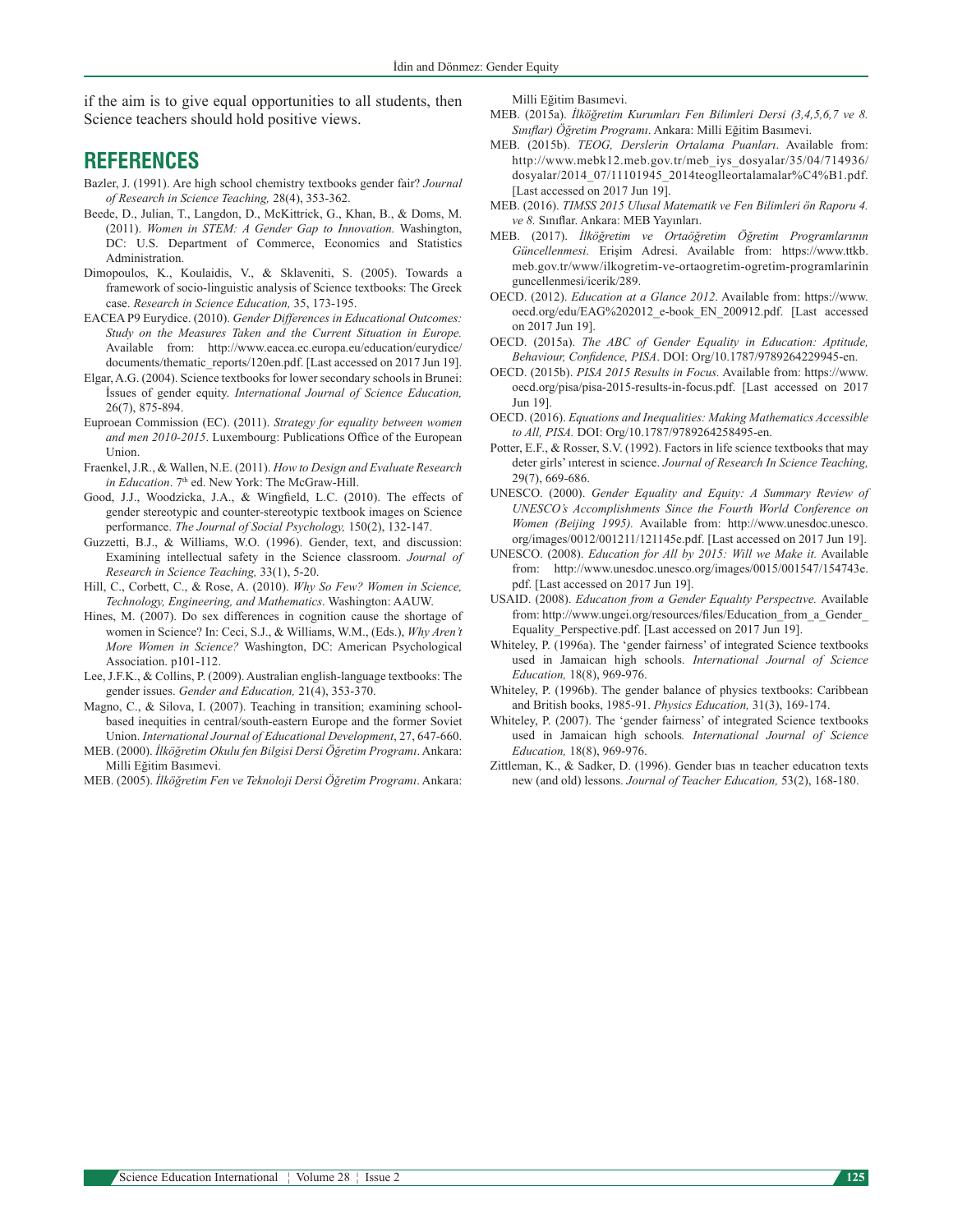if the aim is to give equal opportunities to all students, then Science teachers should hold positive views.

## REFERENCES

Bazler, J. (1991). Are high school chemistry textbooks gender fair? *Journal of Research in Science Teaching,* 28(4), 353-362.

Beede, D., Julian, T., Langdon, D., McKittrick, G., Khan, B., & Doms, M. (2011). *Women in STEM: A Gender Gap to Innovation.* Washington, DC: U.S. Department of Commerce, Economics and Statistics Administration.

Dimopoulos, K., Koulaidis, V., & Sklaveniti, S. (2005). Towards a framework of socio-linguistic analysis of Science textbooks: The Greek case. *Research in Science Education,* 35, 173-195.

EACEA P9 Eurydice. (2010). *Gender Differences in Educational Outcomes: Study on the Measures Taken and the Current Situation in Europe.* Available from: http://www.eacea.ec.europa.eu/education/eurydice/documents/thematic_reports/120en.pdf. [Last accessed on 2017 Jun 19].

Elgar, A.G. (2004). Science textbooks for lower secondary schools in Brunei: İssues of gender equity. *International Journal of Science Education,* 26(7), 875-894.

Euproean Commission (EC). (2011). *Strategy for equality between women and men 2010-2015*. Luxembourg: Publications Office of the European Union.

Fraenkel, J.R., & Wallen, N.E. (2011). *How to Design and Evaluate Research in Education*. 7th ed. New York: The McGraw-Hill.

Good, J.J., Woodzicka, J.A., & Wingfield, L.C. (2010). The effects of gender stereotypic and counter-stereotypic textbook images on Science performance. *The Journal of Social Psychology,* 150(2), 132-147.

Guzzetti, B.J., & Williams, W.O. (1996). Gender, text, and discussion: Examining intellectual safety in the Science classroom. *Journal of Research in Science Teaching,* 33(1), 5-20.

Hill, C., Corbett, C., & Rose, A. (2010). *Why So Few? Women in Science, Technology, Engineering, and Mathematics*. Washington: AAUW.

Hines, M. (2007). Do sex differences in cognition cause the shortage of women in Science? In: Ceci, S.J., & Williams, W.M., (Eds.), *Why Aren't More Women in Science?* Washington, DC: American Psychological Association. p101-112.

Lee, J.F.K., & Collins, P. (2009). Australian english-language textbooks: The gender issues. *Gender and Education,* 21(4), 353-370.

Magno, C., & Silova, I. (2007). Teaching in transition; examining school-based inequities in central/south-eastern Europe and the former Soviet Union. *International Journal of Educational Development*, 27, 647-660.

MEB. (2000). *İlköğretim Okulu fen Bilgisi Dersi Öğretim Programı*. Ankara: Milli Eğitim Basımevi.

MEB. (2005). *İlköğretim Fen ve Teknoloji Dersi Öğretim Programı*. Ankara: Milli Eğitim Basımevi.

MEB. (2015a). *İlköğretim Kurumları Fen Bilimleri Dersi (3,4,5,6,7 ve 8. Sınıflar) Öğretim Programı*. Ankara: Milli Eğitim Basımevi.

MEB. (2015b). *TEOG, Derslerin Ortalama Puanları*. Available from: http://www.mebk12.meb.gov.tr/meb_iys_dosyalar/35/04/714936/dosyalar/2014_07/11101945_2014teoglleortalamalar%C4%B1.pdf. [Last accessed on 2017 Jun 19].

MEB. (2016). *TIMSS 2015 Ulusal Matematik ve Fen Bilimleri ön Raporu 4. ve 8.* Sınıflar. Ankara: MEB Yayınları.

MEB. (2017). *İlköğretim ve Ortaöğretim Öğretim Programlarının Güncellenmesi*. Erişim Adresi. Available from: https://www.ttkb.meb.gov.tr/www/ilkogretim-ve-ortaogretim-ogretim-programlarinin guncellenmesi/icerik/289.

OECD. (2012). *Education at a Glance 2012*. Available from: https://www.oecd.org/edu/EAG%202012_e-book_EN_200912.pdf. [Last accessed on 2017 Jun 19].

OECD. (2015a). *The ABC of Gender Equality in Education: Aptitude, Behaviour, Confidence, PISA*. DOI: Org/10.1787/9789264229945-en.

OECD. (2015b). *PISA 2015 Results in Focus.* Available from: https://www.oecd.org/pisa/pisa-2015-results-in-focus.pdf. [Last accessed on 2017 Jun 19].

OECD. (2016). *Equations and Inequalities: Making Mathematics Accessible to All, PISA.* DOI: Org/10.1787/9789264258495-en.

Potter, E.F., & Rosser, S.V. (1992). Factors in life science textbooks that may deter girls' ınterest in science. *Journal of Research In Science Teaching,* 29(7), 669-686.

UNESCO. (2000). *Gender Equality and Equity: A Summary Review of UNESCO's Accomplishments Since the Fourth World Conference on Women (Beijing 1995).* Available from: http://www.unesdoc.unesco.org/images/0012/001211/121145e.pdf. [Last accessed on 2017 Jun 19].

UNESCO. (2008). *Education for All by 2015: Will we Make it.* Available from: http://www.unesdoc.unesco.org/images/0015/001547/154743e.pdf. [Last accessed on 2017 Jun 19].

USAID. (2008). *Educatıon from a Gender Equalıty Perspectıve.* Available from: http://www.ungei.org/resources/files/Education_from_a_Gender_Equality_Perspective.pdf. [Last accessed on 2017 Jun 19].

Whiteley, P. (1996a). The 'gender fairness' of integrated Science textbooks used in Jamaican high schools. *International Journal of Science Education,* 18(8), 969-976.

Whiteley, P. (1996b). The gender balance of physics textbooks: Caribbean and British books, 1985-91. *Physics Education,* 31(3), 169-174.

Whiteley, P. (2007). The 'gender fairness' of integrated Science textbooks used in Jamaican high schools*. International Journal of Science Education,* 18(8), 969-976.

Zittleman, K., & Sadker, D. (1996). Gender bıas ın teacher educatıon texts new (and old) lessons. *Journal of Teacher Education,* 53(2), 168-180.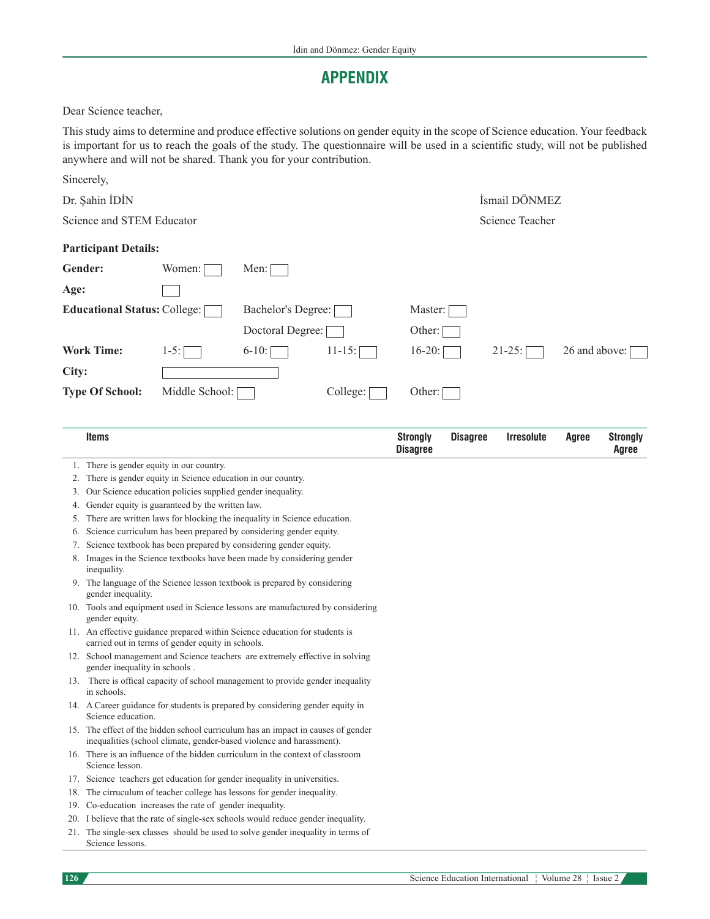# APPENDIX

Dear Science teacher,

This study aims to determine and produce effective solutions on gender equity in the scope of Science education. Your feedback is important for us to reach the goals of the study. The questionnaire will be used in a scientific study, will not be published anywhere and will not be shared. Thank you for your contribution.

Sincerely,

Dr. Şahin İDİN — Science and STEM Educator

İsmail DÖNMEZ — Science Teacher

**Participant Details:**

**Gender:** Women: ☐ Men: ☐

**Age:** ☐

**Educational Status:** College: ☐ Bachelor's Degree: ☐ Master: ☐ Doctoral Degree: ☐ Other: ☐

**Work Time:** 1-5: ☐ 6-10: ☐ 11-15: ☐ 16-20: ☐ 21-25: ☐ 26 and above: ☐

**City:** ☐

**Type Of School:** Middle School: ☐ College: ☐ Other: ☐

| Items | Strongly Disagree | Disagree | Irresolute | Agree | Strongly Agree |
|---|---|---|---|---|---|
| 1. There is gender equity in our country. | | | | | |
| 2. There is gender equity in Science education in our country. | | | | | |
| 3. Our Science education policies supplied gender inequality. | | | | | |
| 4. Gender equity is guaranteed by the written law. | | | | | |
| 5. There are written laws for blocking the inequality in Science education. | | | | | |
| 6. Science curriculum has been prepared by considering gender equity. | | | | | |
| 7. Science textbook has been prepared by considering gender equity. | | | | | |
| 8. Images in the Science textbooks have been made by considering gender inequality. | | | | | |
| 9. The language of the Science lesson textbook is prepared by considering gender inequality. | | | | | |
| 10. Tools and equipment used in Science lessons are manufactured by considering gender equity. | | | | | |
| 11. An effective guidance prepared within Science education for students is carried out in terms of gender equity in schools. | | | | | |
| 12. School management and Science teachers are extremely effective in solving gender inequality in schools . | | | | | |
| 13. There is offical capacity of school management to provide gender inequality in schools. | | | | | |
| 14. A Career guidance for students is prepared by considering gender equity in Science education. | | | | | |
| 15. The effect of the hidden school curriculum has an impact in causes of gender inequalities (school climate, gender-based violence and harassment). | | | | | |
| 16. There is an influence of the hidden curriculum in the context of classroom Science lesson. | | | | | |
| 17. Science teachers get education for gender inequality in universities. | | | | | |
| 18. The cirruculum of teacher college has lessons for gender inequality. | | | | | |
| 19. Co-education increases the rate of gender inequality. | | | | | |
| 20. I believe that the rate of single-sex schools would reduce gender inequality. | | | | | |
| 21. The single-sex classes should be used to solve gender inequality in terms of Science lessons. | | | | | |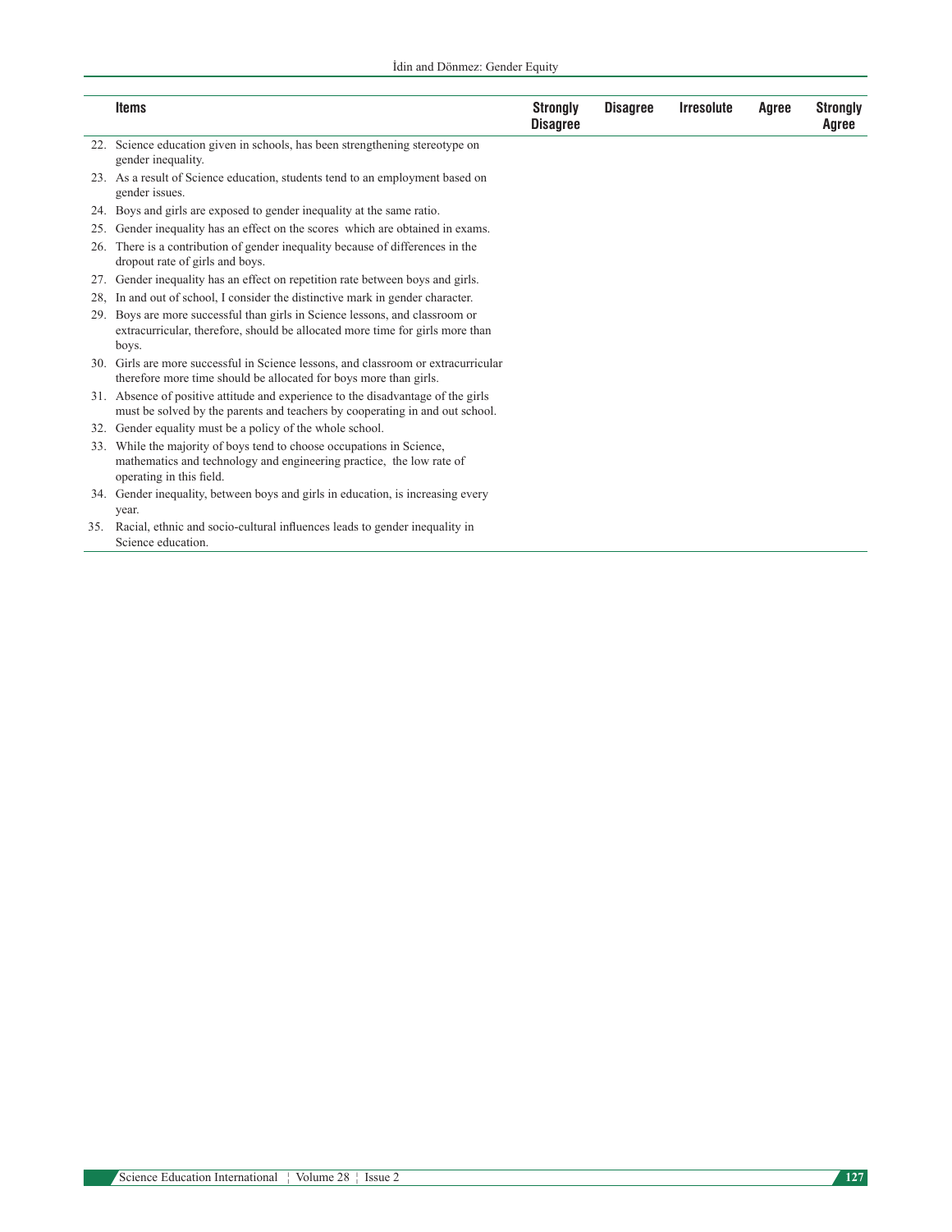| | Items | Strongly Disagree | Disagree | Irresolute | Agree | Strongly Agree |
|---|---|---|---|---|---|---|
| 22. | Science education given in schools, has been strengthening stereotype on gender inequality. | | | | | |
| 23. | As a result of Science education, students tend to an employment based on gender issues. | | | | | |
| 24. | Boys and girls are exposed to gender inequality at the same ratio. | | | | | |
| 25. | Gender inequality has an effect on the scores which are obtained in exams. | | | | | |
| 26. | There is a contribution of gender inequality because of differences in the dropout rate of girls and boys. | | | | | |
| 27. | Gender inequality has an effect on repetition rate between boys and girls. | | | | | |
| 28, | In and out of school, I consider the distinctive mark in gender character. | | | | | |
| 29. | Boys are more successful than girls in Science lessons, and classroom or extracurricular, therefore, should be allocated more time for girls more than boys. | | | | | |
| 30. | Girls are more successful in Science lessons, and classroom or extracurricular therefore more time should be allocated for boys more than girls. | | | | | |
| 31. | Absence of positive attitude and experience to the disadvantage of the girls must be solved by the parents and teachers by cooperating in and out school. | | | | | |
| 32. | Gender equality must be a policy of the whole school. | | | | | |
| 33. | While the majority of boys tend to choose occupations in Science, mathematics and technology and engineering practice, the low rate of operating in this field. | | | | | |
| 34. | Gender inequality, between boys and girls in education, is increasing every year. | | | | | |
| 35. | Racial, ethnic and socio-cultural influences leads to gender inequality in Science education. | | | | | |